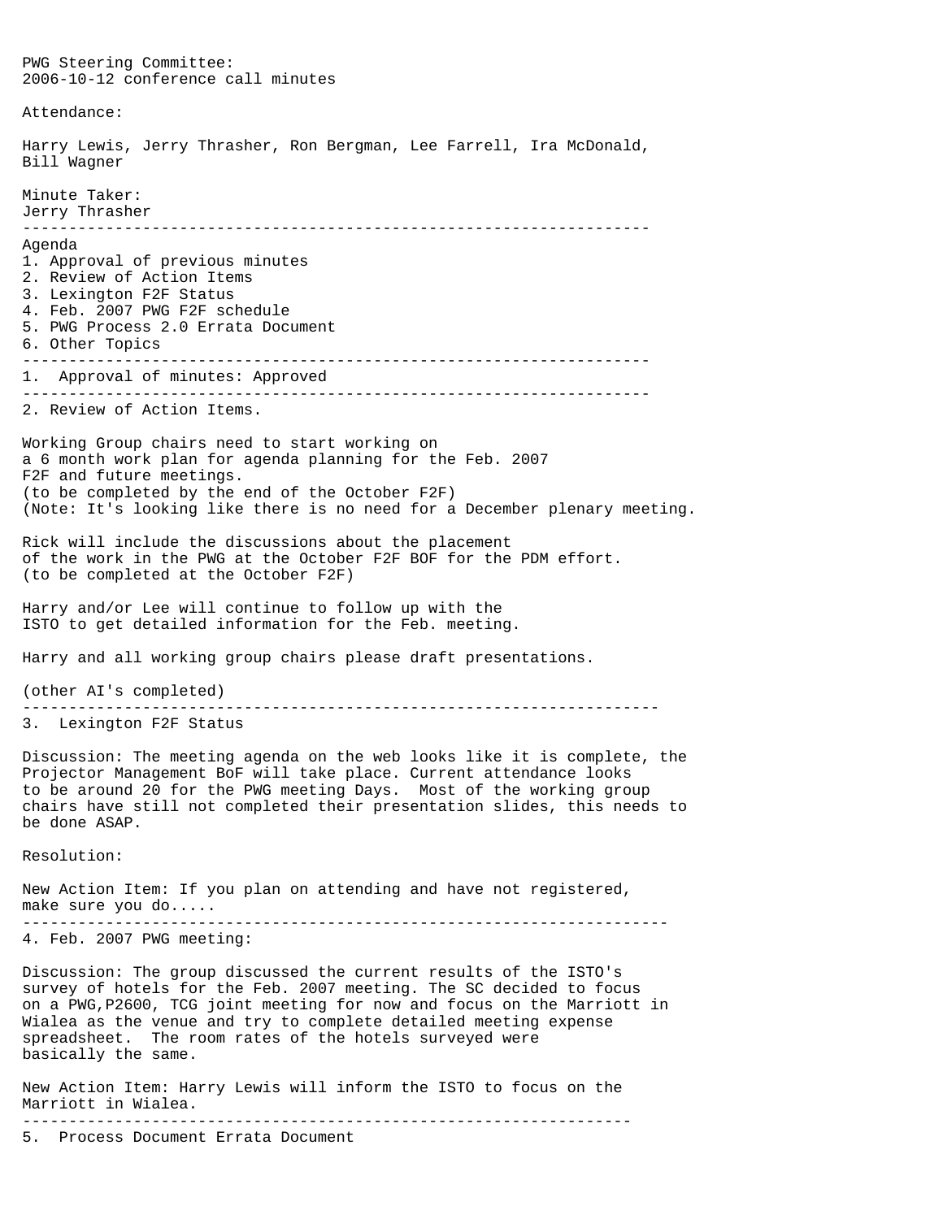PWG Steering Committee:
2006-10-12 conference call minutes

Attendance:

Harry Lewis, Jerry Thrasher, Ron Bergman, Lee Farrell, Ira McDonald, Bill Wagner

Minute Taker:
Jerry Thrasher

---

Agenda
1. Approval of previous minutes
2. Review of Action Items
3. Lexington F2F Status
4. Feb. 2007 PWG F2F schedule
5. PWG Process 2.0 Errata Document
6. Other Topics

---

1. Approval of minutes: Approved

---

2. Review of Action Items.

Working Group chairs need to start working on a 6 month work plan for agenda planning for the Feb. 2007 F2F and future meetings.
(to be completed by the end of the October F2F)
(Note: It's looking like there is no need for a December plenary meeting.

Rick will include the discussions about the placement of the work in the PWG at the October F2F BOF for the PDM effort.
(to be completed at the October F2F)

Harry and/or Lee will continue to follow up with the ISTO to get detailed information for the Feb. meeting.

Harry and all working group chairs please draft presentations.

(other AI's completed)

---

3. Lexington F2F Status

Discussion: The meeting agenda on the web looks like it is complete, the Projector Management BoF will take place. Current attendance looks to be around 20 for the PWG meeting Days. Most of the working group chairs have still not completed their presentation slides, this needs to be done ASAP.

Resolution:

New Action Item: If you plan on attending and have not registered, make sure you do.....

---

4. Feb. 2007 PWG meeting:

Discussion: The group discussed the current results of the ISTO's survey of hotels for the Feb. 2007 meeting. The SC decided to focus on a PWG,P2600, TCG joint meeting for now and focus on the Marriott in Wialea as the venue and try to complete detailed meeting expense spreadsheet. The room rates of the hotels surveyed were basically the same.

New Action Item: Harry Lewis will inform the ISTO to focus on the Marriott in Wialea.

---

5. Process Document Errata Document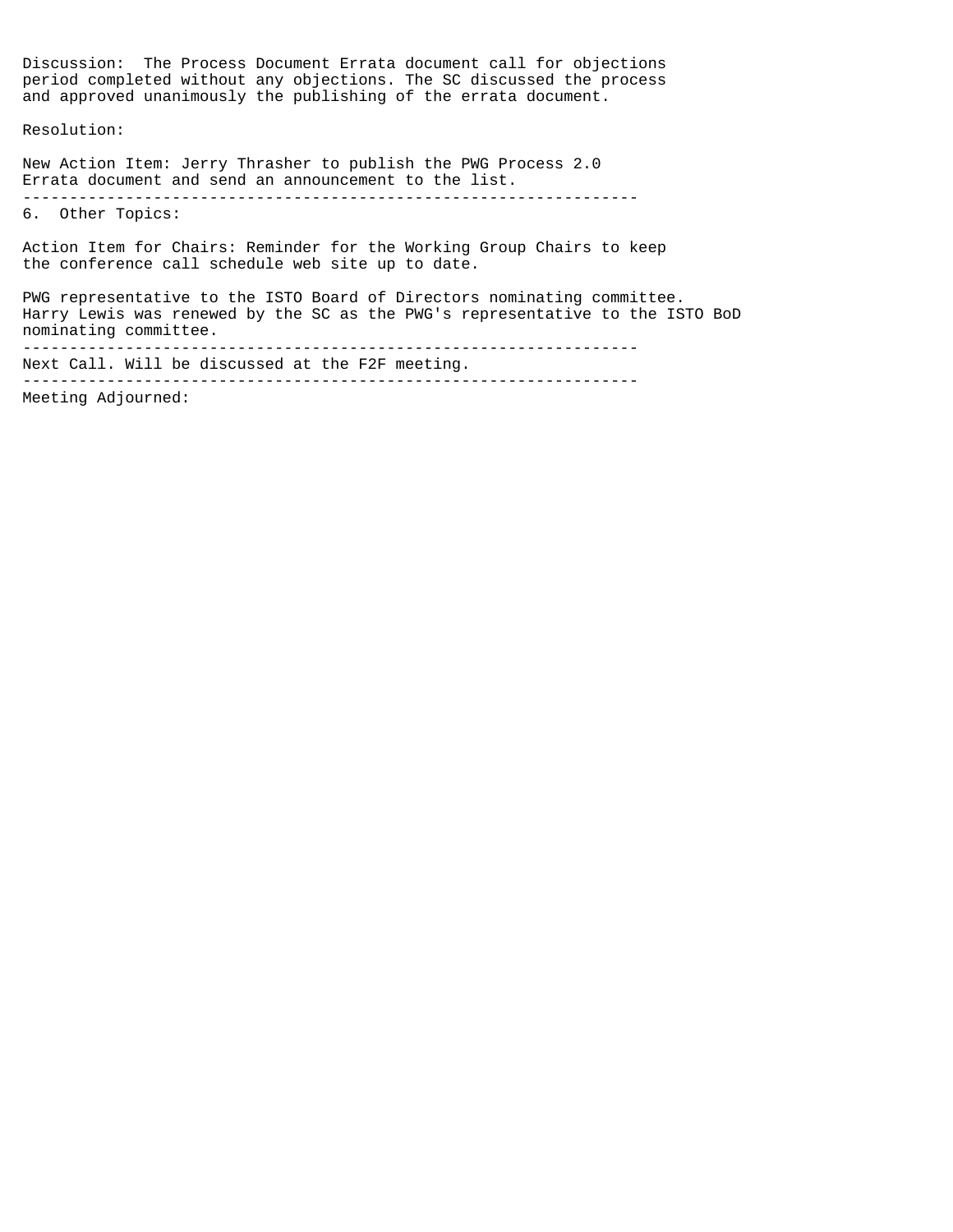Discussion: The Process Document Errata document call for objections period completed without any objections. The SC discussed the process and approved unanimously the publishing of the errata document.

Resolution:

New Action Item: Jerry Thrasher to publish the PWG Process 2.0 Errata document and send an announcement to the list.

---

6. Other Topics:

Action Item for Chairs: Reminder for the Working Group Chairs to keep the conference call schedule web site up to date.

PWG representative to the ISTO Board of Directors nominating committee. Harry Lewis was renewed by the SC as the PWG's representative to the ISTO BoD nominating committee.

---

Next Call. Will be discussed at the F2F meeting.

---

Meeting Adjourned: